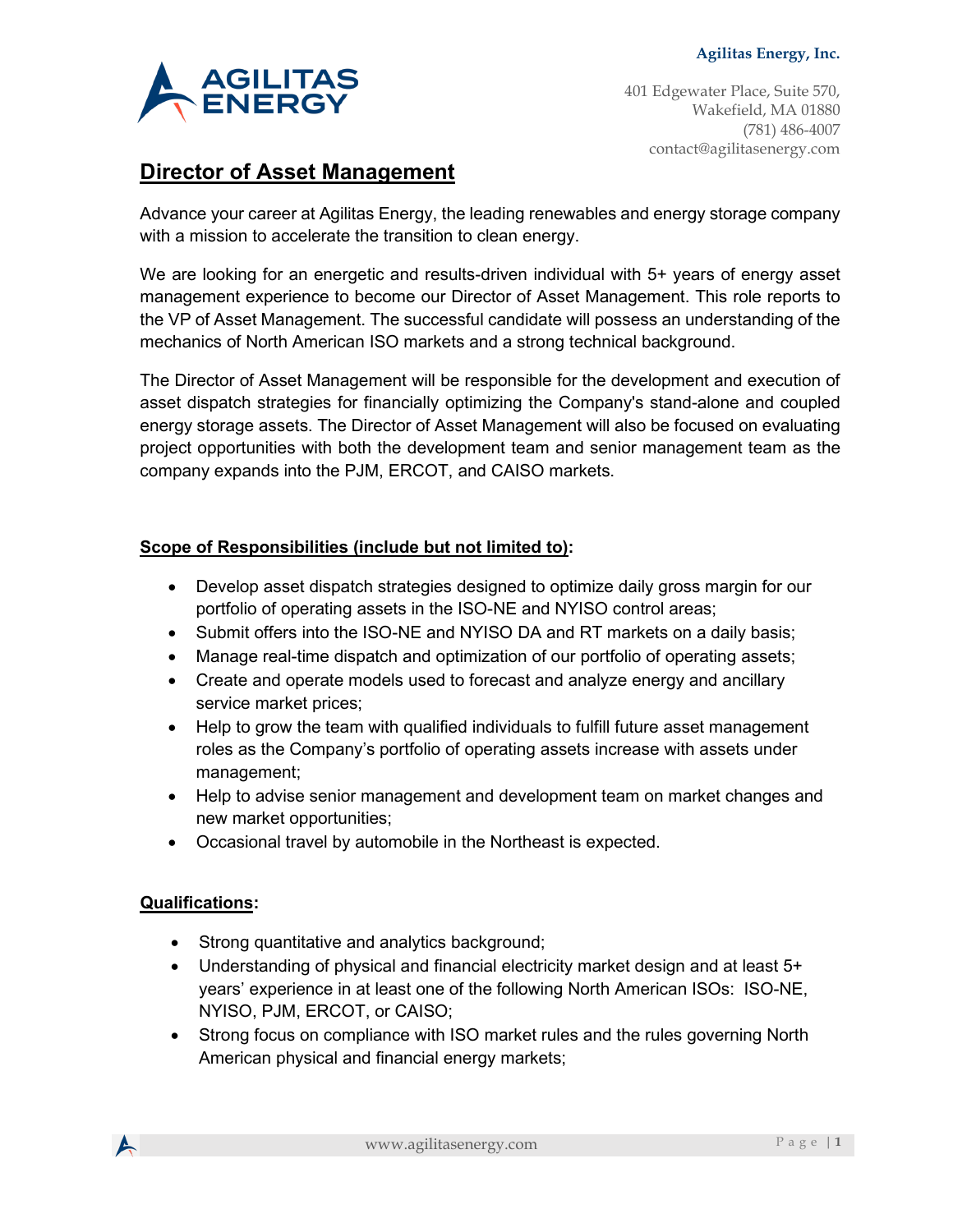**Agilitas Energy, Inc.**

401 Edgewater Place, Suite 570,
Wakefield, MA 01880
(781) 486-4007
contact@agilitasenergy.com

# Director of Asset Management

Advance your career at Agilitas Energy, the leading renewables and energy storage company with a mission to accelerate the transition to clean energy.

We are looking for an energetic and results-driven individual with 5+ years of energy asset management experience to become our Director of Asset Management. This role reports to the VP of Asset Management. The successful candidate will possess an understanding of the mechanics of North American ISO markets and a strong technical background.

The Director of Asset Management will be responsible for the development and execution of asset dispatch strategies for financially optimizing the Company's stand-alone and coupled energy storage assets. The Director of Asset Management will also be focused on evaluating project opportunities with both the development team and senior management team as the company expands into the PJM, ERCOT, and CAISO markets.

## Scope of Responsibilities (include but not limited to):

- Develop asset dispatch strategies designed to optimize daily gross margin for our portfolio of operating assets in the ISO-NE and NYISO control areas;
- Submit offers into the ISO-NE and NYISO DA and RT markets on a daily basis;
- Manage real-time dispatch and optimization of our portfolio of operating assets;
- Create and operate models used to forecast and analyze energy and ancillary service market prices;
- Help to grow the team with qualified individuals to fulfill future asset management roles as the Company's portfolio of operating assets increase with assets under management;
- Help to advise senior management and development team on market changes and new market opportunities;
- Occasional travel by automobile in the Northeast is expected.

## Qualifications:

- Strong quantitative and analytics background;
- Understanding of physical and financial electricity market design and at least 5+ years' experience in at least one of the following North American ISOs: ISO-NE, NYISO, PJM, ERCOT, or CAISO;
- Strong focus on compliance with ISO market rules and the rules governing North American physical and financial energy markets;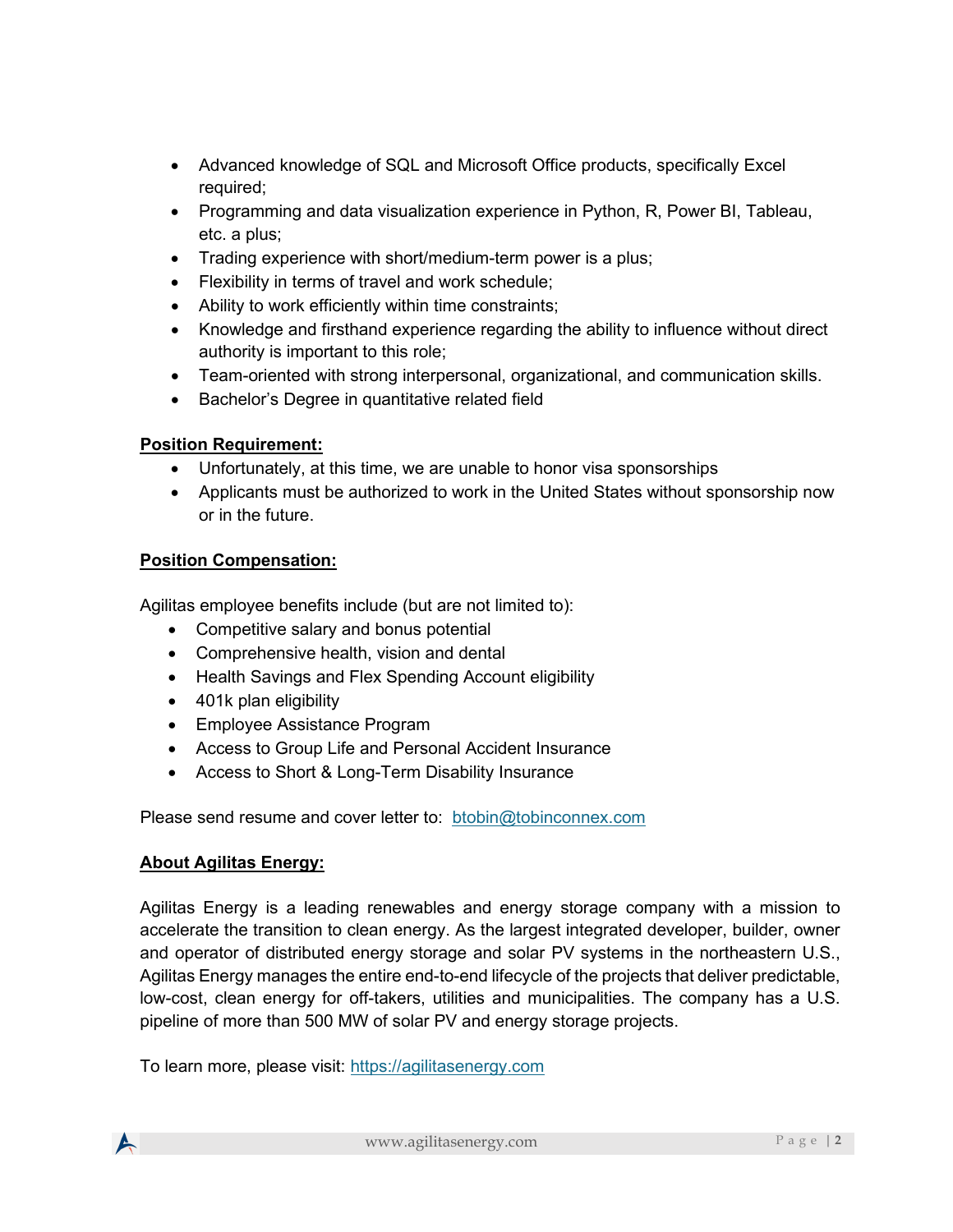- Advanced knowledge of SQL and Microsoft Office products, specifically Excel required;
- Programming and data visualization experience in Python, R, Power BI, Tableau, etc. a plus;
- Trading experience with short/medium-term power is a plus;
- Flexibility in terms of travel and work schedule;
- Ability to work efficiently within time constraints;
- Knowledge and firsthand experience regarding the ability to influence without direct authority is important to this role;
- Team-oriented with strong interpersonal, organizational, and communication skills.
- Bachelor's Degree in quantitative related field

**Position Requirement:**

- Unfortunately, at this time, we are unable to honor visa sponsorships
- Applicants must be authorized to work in the United States without sponsorship now or in the future.

**Position Compensation:**

Agilitas employee benefits include (but are not limited to):

- Competitive salary and bonus potential
- Comprehensive health, vision and dental
- Health Savings and Flex Spending Account eligibility
- 401k plan eligibility
- Employee Assistance Program
- Access to Group Life and Personal Accident Insurance
- Access to Short & Long-Term Disability Insurance

Please send resume and cover letter to: [btobin@tobinconnex.com](mailto:btobin@tobinconnex.com)

**About Agilitas Energy:**

Agilitas Energy is a leading renewables and energy storage company with a mission to accelerate the transition to clean energy. As the largest integrated developer, builder, owner and operator of distributed energy storage and solar PV systems in the northeastern U.S., Agilitas Energy manages the entire end-to-end lifecycle of the projects that deliver predictable, low-cost, clean energy for off-takers, utilities and municipalities. The company has a U.S. pipeline of more than 500 MW of solar PV and energy storage projects.

To learn more, please visit: [https://agilitasenergy.com](https://agilitasenergy.com)